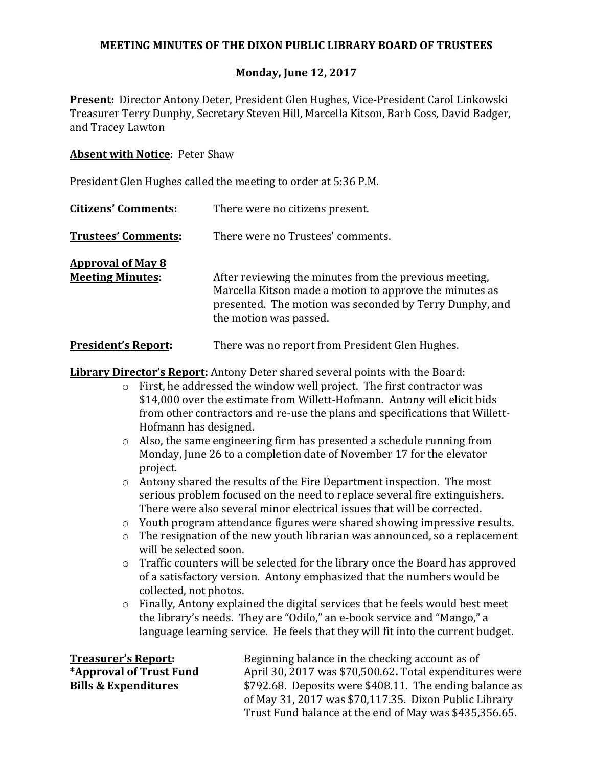# MEETING MINUTES OF THE DIXON PUBLIC LIBRARY BOARD OF TRUSTEES

## Monday, June 12, 2017

**Present:** Director Antony Deter, President Glen Hughes, Vice-President Carol Linkowski Treasurer Terry Dunphy, Secretary Steven Hill, Marcella Kitson, Barb Coss, David Badger, and Tracey Lawton

**Absent with Notice**: Peter Shaw

President Glen Hughes called the meeting to order at 5:36 P.M.

**Citizens' Comments:** There were no citizens present.

**Trustees' Comments:** There were no Trustees' comments.

**Approval of May 8 Meeting Minutes**: After reviewing the minutes from the previous meeting, Marcella Kitson made a motion to approve the minutes as presented. The motion was seconded by Terry Dunphy, and the motion was passed.

**President's Report:** There was no report from President Glen Hughes.

**Library Director's Report:** Antony Deter shared several points with the Board:

- First, he addressed the window well project. The first contractor was $14,000 over the estimate from Willett-Hofmann. Antony will elicit bids from other contractors and re-use the plans and specifications that Willett-Hofmann has designed.
- Also, the same engineering firm has presented a schedule running from Monday, June 26 to a completion date of November 17 for the elevator project.
- Antony shared the results of the Fire Department inspection. The most serious problem focused on the need to replace several fire extinguishers. There were also several minor electrical issues that will be corrected.
- Youth program attendance figures were shared showing impressive results.
- The resignation of the new youth librarian was announced, so a replacement will be selected soon.
- Traffic counters will be selected for the library once the Board has approved of a satisfactory version. Antony emphasized that the numbers would be collected, not photos.
- Finally, Antony explained the digital services that he feels would best meet the library's needs. They are "Odilo," an e-book service and "Mango," a language learning service. He feels that they will fit into the current budget.

**Treasurer's Report:**
***Approval of Trust Fund Bills & Expenditures**

Beginning balance in the checking account as of April 30, 2017 was $70,500.62**.** Total expenditures were $792.68. Deposits were $408.11. The ending balance as of May 31, 2017 was $70,117.35. Dixon Public Library Trust Fund balance at the end of May was $435,356.65.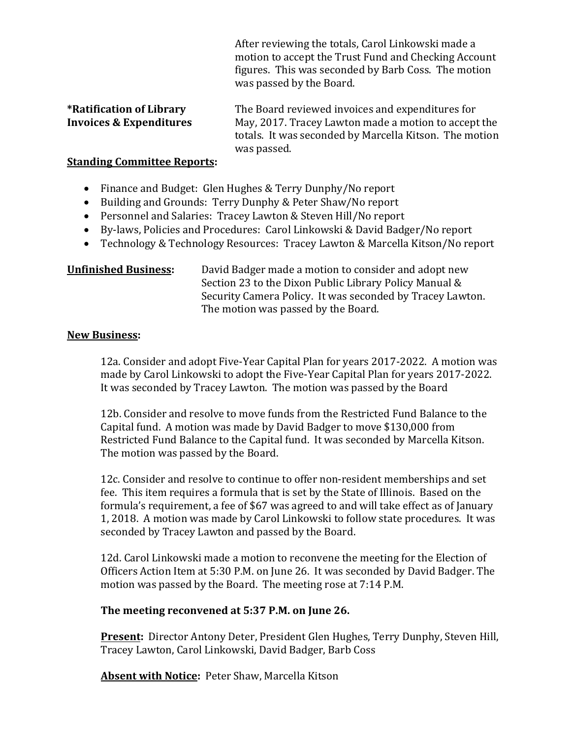After reviewing the totals, Carol Linkowski made a motion to accept the Trust Fund and Checking Account figures. This was seconded by Barb Coss. The motion was passed by the Board.

**\*Ratification of Library Invoices & Expenditures**

The Board reviewed invoices and expenditures for May, 2017. Tracey Lawton made a motion to accept the totals. It was seconded by Marcella Kitson. The motion was passed.

**Standing Committee Reports:**

- Finance and Budget: Glen Hughes & Terry Dunphy/No report
- Building and Grounds: Terry Dunphy & Peter Shaw/No report
- Personnel and Salaries: Tracey Lawton & Steven Hill/No report
- By-laws, Policies and Procedures: Carol Linkowski & David Badger/No report
- Technology & Technology Resources: Tracey Lawton & Marcella Kitson/No report

**Unfinished Business:**

David Badger made a motion to consider and adopt new Section 23 to the Dixon Public Library Policy Manual & Security Camera Policy. It was seconded by Tracey Lawton. The motion was passed by the Board.

**New Business:**

12a. Consider and adopt Five-Year Capital Plan for years 2017-2022. A motion was made by Carol Linkowski to adopt the Five-Year Capital Plan for years 2017-2022. It was seconded by Tracey Lawton. The motion was passed by the Board

12b. Consider and resolve to move funds from the Restricted Fund Balance to the Capital fund. A motion was made by David Badger to move $130,000 from Restricted Fund Balance to the Capital fund. It was seconded by Marcella Kitson. The motion was passed by the Board.

12c. Consider and resolve to continue to offer non-resident memberships and set fee. This item requires a formula that is set by the State of Illinois. Based on the formula's requirement, a fee of $67 was agreed to and will take effect as of January 1, 2018. A motion was made by Carol Linkowski to follow state procedures. It was seconded by Tracey Lawton and passed by the Board.

12d. Carol Linkowski made a motion to reconvene the meeting for the Election of Officers Action Item at 5:30 P.M. on June 26. It was seconded by David Badger. The motion was passed by the Board. The meeting rose at 7:14 P.M.

**The meeting reconvened at 5:37 P.M. on June 26.**

**Present:** Director Antony Deter, President Glen Hughes, Terry Dunphy, Steven Hill, Tracey Lawton, Carol Linkowski, David Badger, Barb Coss

**Absent with Notice:** Peter Shaw, Marcella Kitson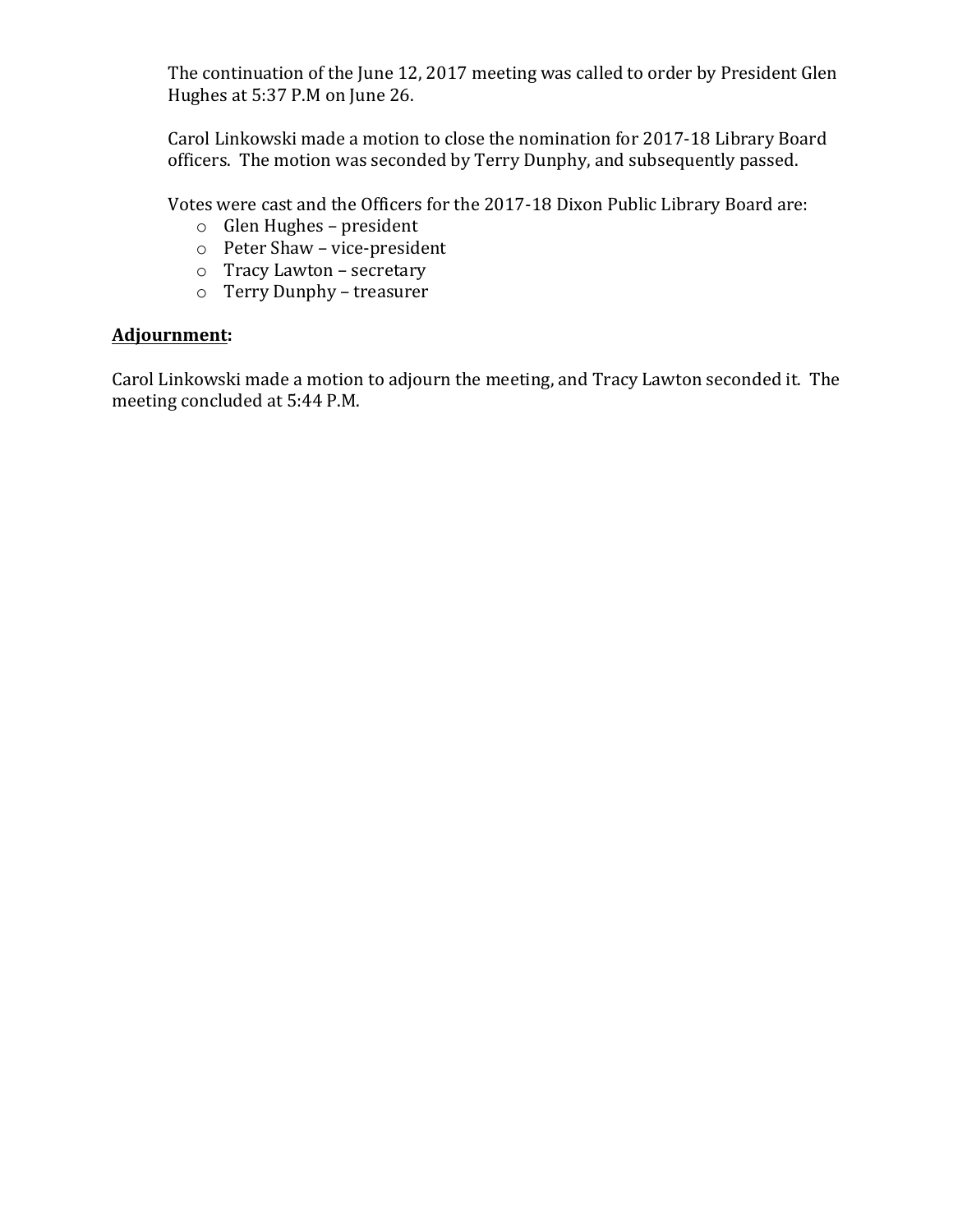The continuation of the June 12, 2017 meeting was called to order by President Glen Hughes at 5:37 P.M on June 26.

Carol Linkowski made a motion to close the nomination for 2017-18 Library Board officers. The motion was seconded by Terry Dunphy, and subsequently passed.

Votes were cast and the Officers for the 2017-18 Dixon Public Library Board are:

- Glen Hughes – president
- Peter Shaw – vice-president
- Tracy Lawton – secretary
- Terry Dunphy – treasurer

**Adjournment:**

Carol Linkowski made a motion to adjourn the meeting, and Tracy Lawton seconded it. The meeting concluded at 5:44 P.M.